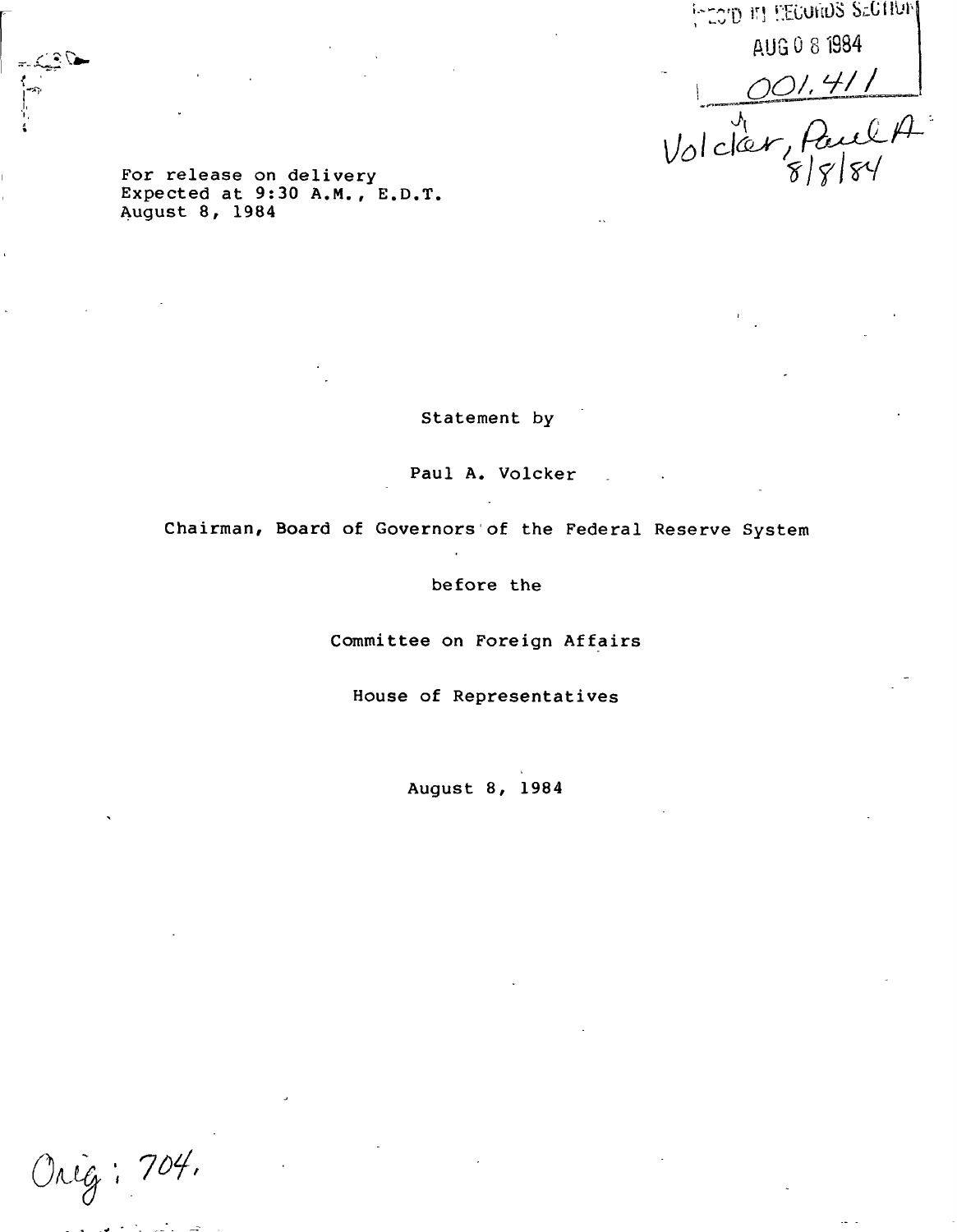RECD IN RECORDS SECTION
AUG 0 8 1984
001.411

Volcker, Paul A.
8/8/84

For release on delivery
Expected at 9:30 A.M., E.D.T.
August 8, 1984

Statement by

Paul A. Volcker

Chairman, Board of Governors of the Federal Reserve System

before the

Committee on Foreign Affairs

House of Representatives

August 8, 1984

Orig: 704.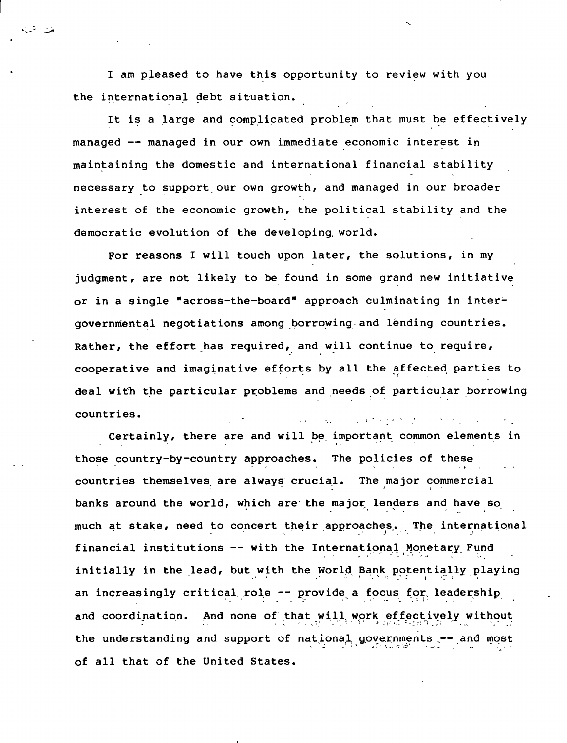I am pleased to have this opportunity to review with you the international debt situation.

It is a large and complicated problem that must be effectively managed -- managed in our own immediate economic interest in maintaining the domestic and international financial stability necessary to support our own growth, and managed in our broader interest of the economic growth, the political stability and the democratic evolution of the developing world.

For reasons I will touch upon later, the solutions, in my judgment, are not likely to be found in some grand new initiative or in a single "across-the-board" approach culminating in inter-governmental negotiations among borrowing and lending countries. Rather, the effort has required, and will continue to require, cooperative and imaginative efforts by all the affected parties to deal with the particular problems and needs of particular borrowing countries.

Certainly, there are and will be important common elements in those country-by-country approaches. The policies of these countries themselves are always crucial. The major commercial banks around the world, which are the major lenders and have so much at stake, need to concert their approaches. The international financial institutions -- with the International Monetary Fund initially in the lead, but with the World Bank potentially playing an increasingly critical role -- provide a focus for leadership and coordination. And none of that will work effectively without the understanding and support of national governments -- and most of all that of the United States.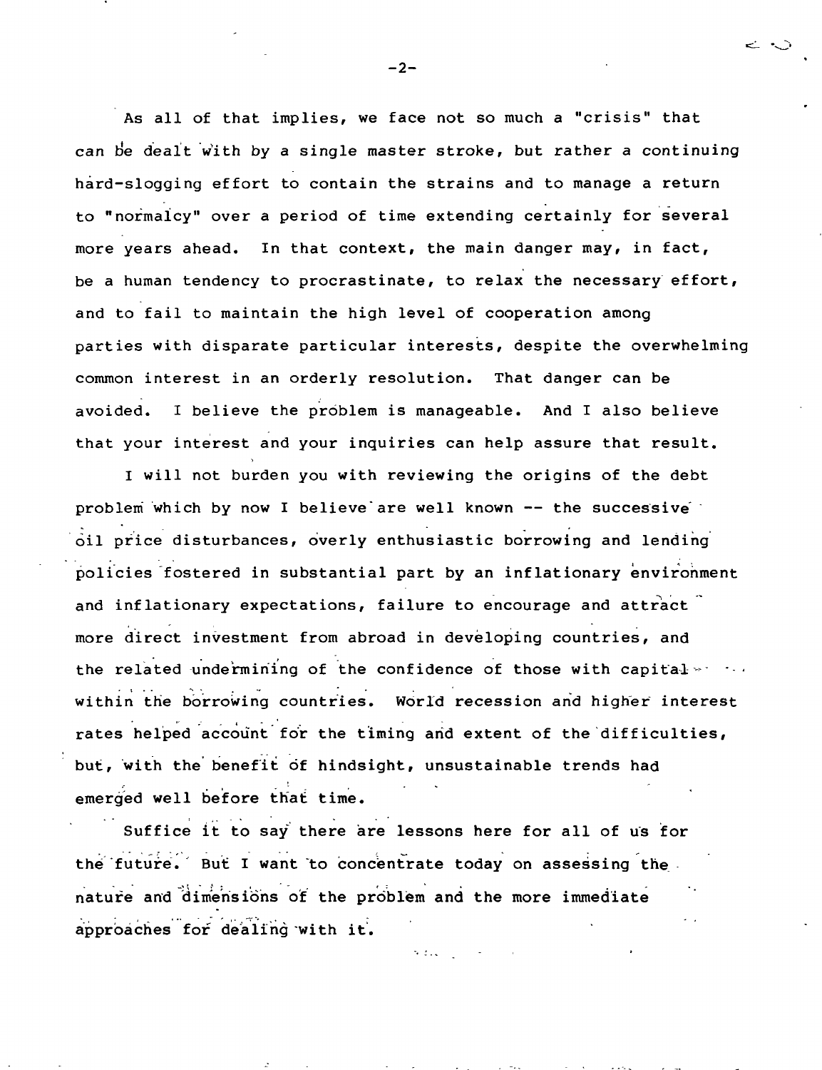As all of that implies, we face not so much a "crisis" that can be dealt with by a single master stroke, but rather a continuing hard-slogging effort to contain the strains and to manage a return to "normalcy" over a period of time extending certainly for several more years ahead. In that context, the main danger may, in fact, be a human tendency to procrastinate, to relax the necessary effort, and to fail to maintain the high level of cooperation among parties with disparate particular interests, despite the overwhelming common interest in an orderly resolution. That danger can be avoided. I believe the problem is manageable. And I also believe that your interest and your inquiries can help assure that result.

I will not burden you with reviewing the origins of the debt problem which by now I believe are well known -- the successive oil price disturbances, overly enthusiastic borrowing and lending policies fostered in substantial part by an inflationary environment and inflationary expectations, failure to encourage and attract more direct investment from abroad in developing countries, and the related undermining of the confidence of those with capital within the borrowing countries. World recession and higher interest rates helped account for the timing and extent of the difficulties, but, with the benefit of hindsight, unsustainable trends had emerged well before that time.

Suffice it to say there are lessons here for all of us for the future. But I want to concentrate today on assessing the nature and dimensions of the problem and the more immediate approaches for dealing with it.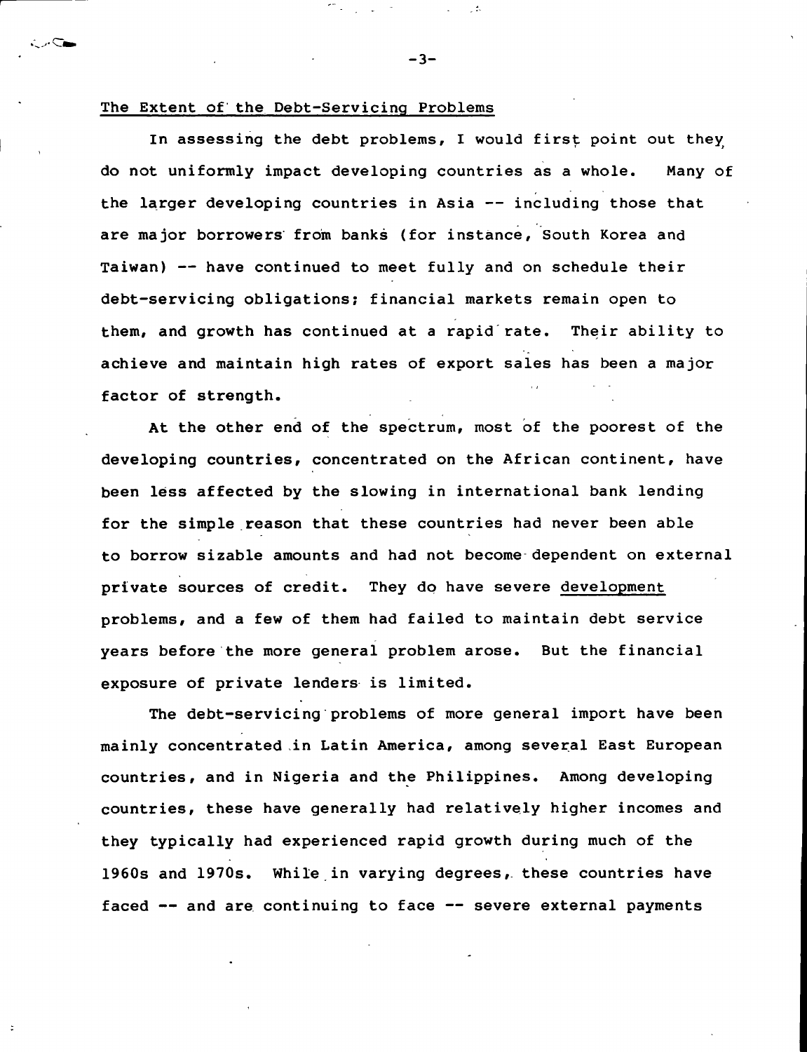The Extent of the Debt-Servicing Problems

In assessing the debt problems, I would first point out they do not uniformly impact developing countries as a whole. Many of the larger developing countries in Asia -- including those that are major borrowers from banks (for instance, South Korea and Taiwan) -- have continued to meet fully and on schedule their debt-servicing obligations; financial markets remain open to them, and growth has continued at a rapid rate. Their ability to achieve and maintain high rates of export sales has been a major factor of strength.

At the other end of the spectrum, most of the poorest of the developing countries, concentrated on the African continent, have been less affected by the slowing in international bank lending for the simple reason that these countries had never been able to borrow sizable amounts and had not become dependent on external private sources of credit. They do have severe development problems, and a few of them had failed to maintain debt service years before the more general problem arose. But the financial exposure of private lenders is limited.

The debt-servicing problems of more general import have been mainly concentrated in Latin America, among several East European countries, and in Nigeria and the Philippines. Among developing countries, these have generally had relatively higher incomes and they typically had experienced rapid growth during much of the 1960s and 1970s. While in varying degrees, these countries have faced -- and are continuing to face -- severe external payments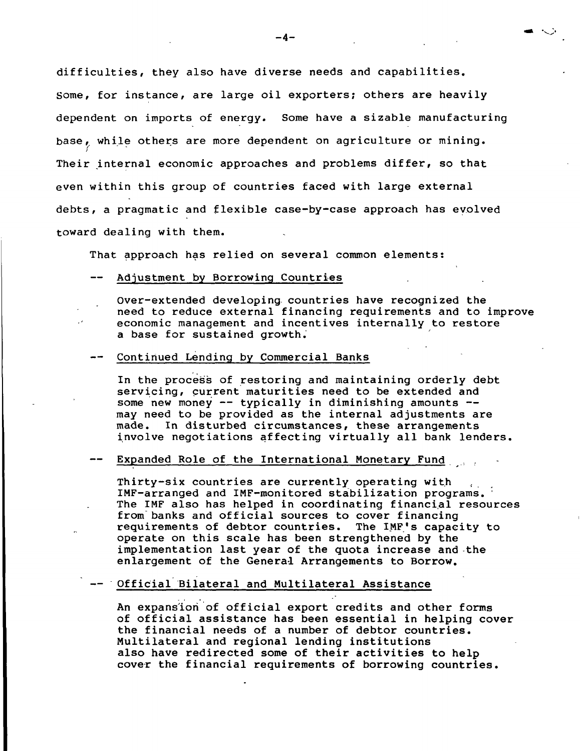difficulties, they also have diverse needs and capabilities. Some, for instance, are large oil exporters; others are heavily dependent on imports of energy. Some have a sizable manufacturing base, while others are more dependent on agriculture or mining. Their internal economic approaches and problems differ, so that even within this group of countries faced with large external debts, a pragmatic and flexible case-by-case approach has evolved toward dealing with them.

That approach has relied on several common elements:

-- Adjustment by Borrowing Countries

Over-extended developing countries have recognized the need to reduce external financing requirements and to improve economic management and incentives internally to restore a base for sustained growth.

-- Continued Lending by Commercial Banks

In the process of restoring and maintaining orderly debt servicing, current maturities need to be extended and some new money -- typically in diminishing amounts -- may need to be provided as the internal adjustments are made. In disturbed circumstances, these arrangements involve negotiations affecting virtually all bank lenders.

-- Expanded Role of the International Monetary Fund

Thirty-six countries are currently operating with IMF-arranged and IMF-monitored stabilization programs. The IMF also has helped in coordinating financial resources from banks and official sources to cover financing requirements of debtor countries. The IMF's capacity to operate on this scale has been strengthened by the implementation last year of the quota increase and the enlargement of the General Arrangements to Borrow.

-- Official Bilateral and Multilateral Assistance

An expansion of official export credits and other forms of official assistance has been essential in helping cover the financial needs of a number of debtor countries. Multilateral and regional lending institutions also have redirected some of their activities to help cover the financial requirements of borrowing countries.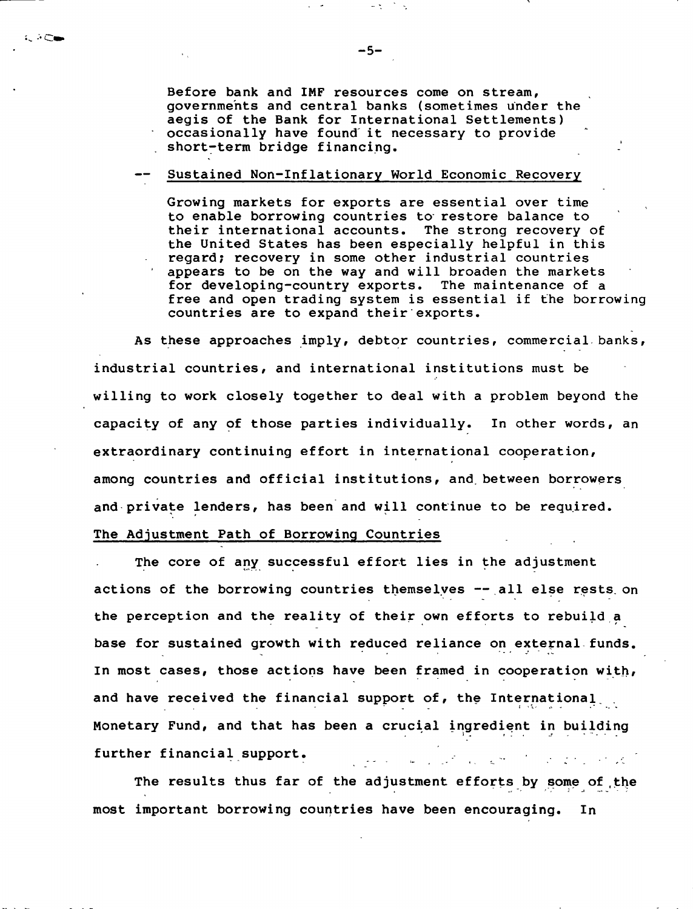Before bank and IMF resources come on stream, governments and central banks (sometimes under the aegis of the Bank for International Settlements) occasionally have found it necessary to provide short-term bridge financing.

-- Sustained Non-Inflationary World Economic Recovery

Growing markets for exports are essential over time to enable borrowing countries to restore balance to their international accounts. The strong recovery of the United States has been especially helpful in this regard; recovery in some other industrial countries appears to be on the way and will broaden the markets for developing-country exports. The maintenance of a free and open trading system is essential if the borrowing countries are to expand their exports.

As these approaches imply, debtor countries, commercial banks, industrial countries, and international institutions must be willing to work closely together to deal with a problem beyond the capacity of any of those parties individually. In other words, an extraordinary continuing effort in international cooperation, among countries and official institutions, and between borrowers and private lenders, has been and will continue to be required.

The Adjustment Path of Borrowing Countries

The core of any successful effort lies in the adjustment actions of the borrowing countries themselves -- all else rests on the perception and the reality of their own efforts to rebuild a base for sustained growth with reduced reliance on external funds. In most cases, those actions have been framed in cooperation with, and have received the financial support of, the International Monetary Fund, and that has been a crucial ingredient in building further financial support.

The results thus far of the adjustment efforts by some of the most important borrowing countries have been encouraging. In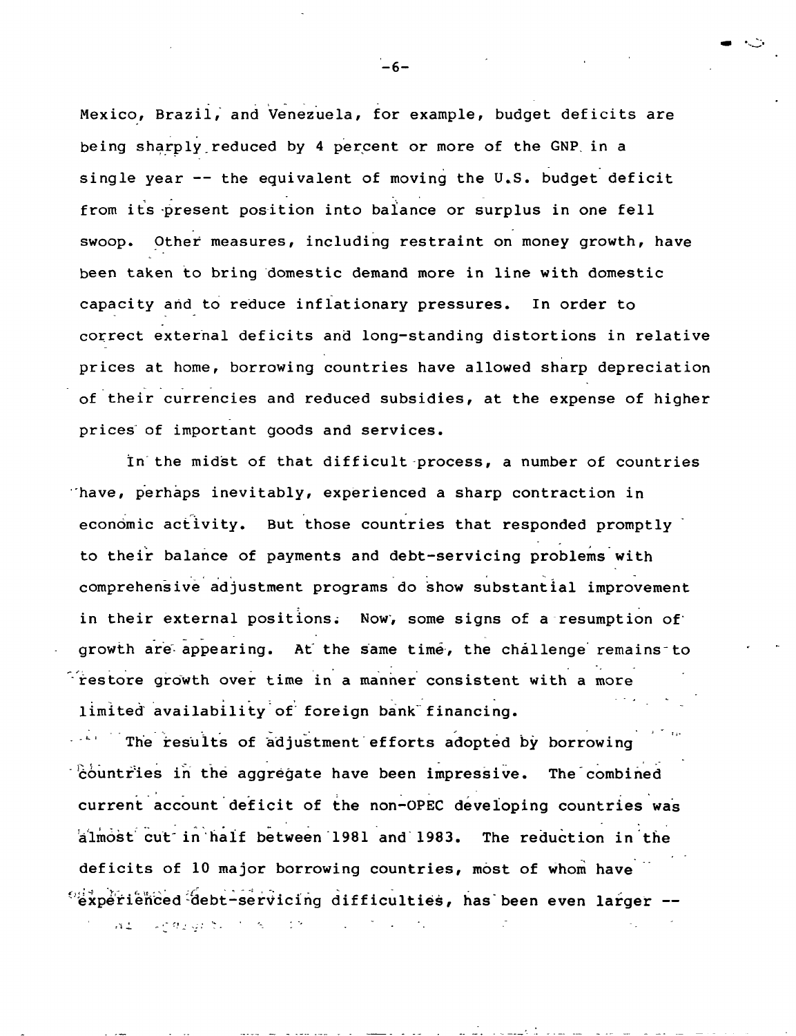Mexico, Brazil, and Venezuela, for example, budget deficits are being sharply reduced by 4 percent or more of the GNP in a single year -- the equivalent of moving the U.S. budget deficit from its present position into balance or surplus in one fell swoop. Other measures, including restraint on money growth, have been taken to bring domestic demand more in line with domestic capacity and to reduce inflationary pressures. In order to correct external deficits and long-standing distortions in relative prices at home, borrowing countries have allowed sharp depreciation of their currencies and reduced subsidies, at the expense of higher prices of important goods and services.

In the midst of that difficult process, a number of countries have, perhaps inevitably, experienced a sharp contraction in economic activity. But those countries that responded promptly to their balance of payments and debt-servicing problems with comprehensive adjustment programs do show substantial improvement in their external positions. Now, some signs of a resumption of growth are appearing. At the same time, the challenge remains to restore growth over time in a manner consistent with a more limited availability of foreign bank financing.

The results of adjustment efforts adopted by borrowing countries in the aggregate have been impressive. The combined current account deficit of the non-OPEC developing countries was almost cut in half between 1981 and 1983. The reduction in the deficits of 10 major borrowing countries, most of whom have experienced debt-servicing difficulties, has been even larger --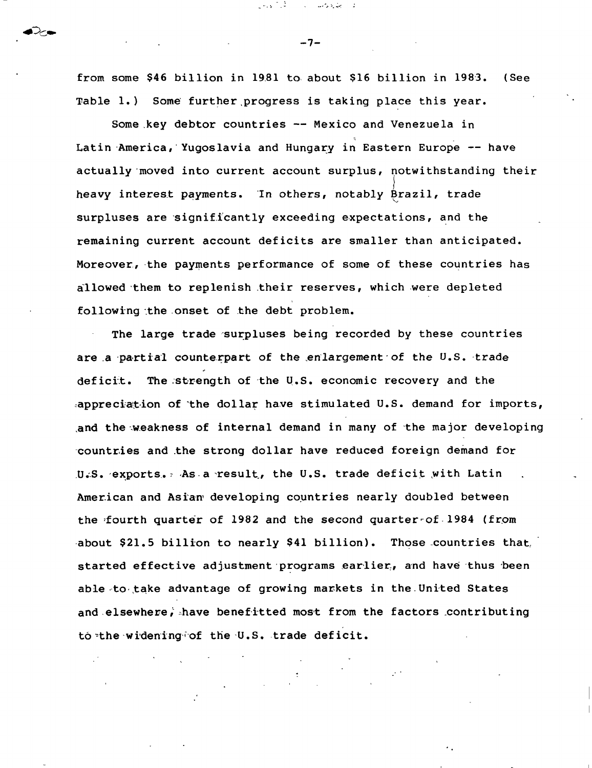from some $46 billion in 1981 to about $16 billion in 1983. (See Table 1.) Some further progress is taking place this year.

Some key debtor countries -- Mexico and Venezuela in Latin America, Yugoslavia and Hungary in Eastern Europe -- have actually moved into current account surplus, notwithstanding their heavy interest payments. In others, notably Brazil, trade surpluses are significantly exceeding expectations, and the remaining current account deficits are smaller than anticipated. Moreover, the payments performance of some of these countries has allowed them to replenish their reserves, which were depleted following the onset of the debt problem.

The large trade surpluses being recorded by these countries are a partial counterpart of the enlargement of the U.S. trade deficit. The strength of the U.S. economic recovery and the appreciation of the dollar have stimulated U.S. demand for imports, and the weakness of internal demand in many of the major developing countries and the strong dollar have reduced foreign demand for U.S. exports. As a result, the U.S. trade deficit with Latin American and Asian developing countries nearly doubled between the fourth quarter of 1982 and the second quarter of 1984 (from about $21.5 billion to nearly $41 billion). Those countries that started effective adjustment programs earlier, and have thus been able to take advantage of growing markets in the United States and elsewhere, have benefitted most from the factors contributing to the widening of the U.S. trade deficit.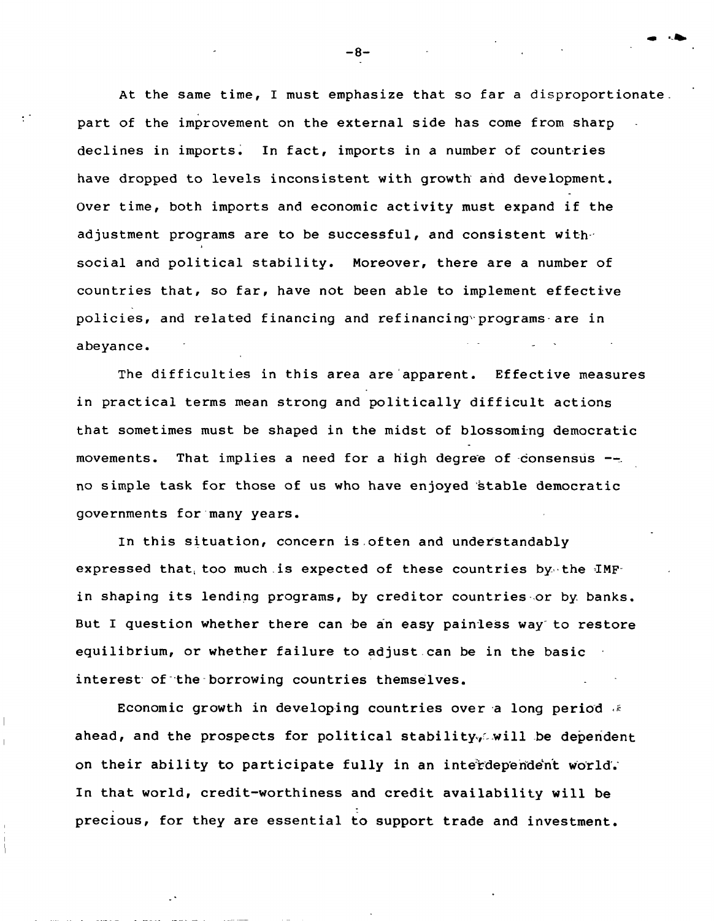At the same time, I must emphasize that so far a disproportionate part of the improvement on the external side has come from sharp declines in imports. In fact, imports in a number of countries have dropped to levels inconsistent with growth and development. Over time, both imports and economic activity must expand if the adjustment programs are to be successful, and consistent with social and political stability. Moreover, there are a number of countries that, so far, have not been able to implement effective policies, and related financing and refinancing programs are in abeyance.

The difficulties in this area are apparent. Effective measures in practical terms mean strong and politically difficult actions that sometimes must be shaped in the midst of blossoming democratic movements. That implies a need for a high degree of consensus -- no simple task for those of us who have enjoyed stable democratic governments for many years.

In this situation, concern is often and understandably expressed that too much is expected of these countries by the IMF in shaping its lending programs, by creditor countries or by banks. But I question whether there can be an easy painless way to restore equilibrium, or whether failure to adjust can be in the basic interest of the borrowing countries themselves.

Economic growth in developing countries over a long period ahead, and the prospects for political stability, will be dependent on their ability to participate fully in an interdependent world. In that world, credit-worthiness and credit availability will be precious, for they are essential to support trade and investment.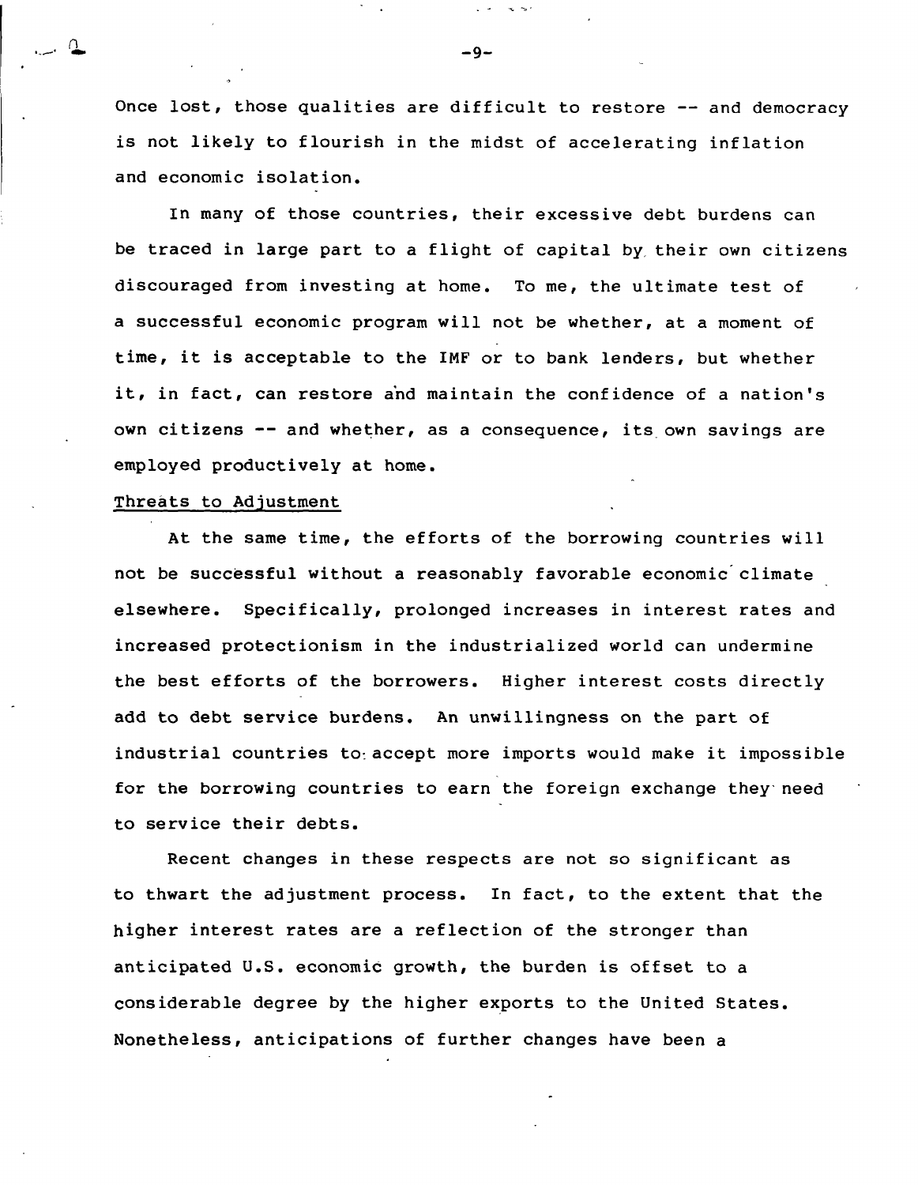Once lost, those qualities are difficult to restore -- and democracy is not likely to flourish in the midst of accelerating inflation and economic isolation.

In many of those countries, their excessive debt burdens can be traced in large part to a flight of capital by their own citizens discouraged from investing at home. To me, the ultimate test of a successful economic program will not be whether, at a moment of time, it is acceptable to the IMF or to bank lenders, but whether it, in fact, can restore and maintain the confidence of a nation's own citizens -- and whether, as a consequence, its own savings are employed productively at home.

## Threats to Adjustment

At the same time, the efforts of the borrowing countries will not be successful without a reasonably favorable economic climate elsewhere. Specifically, prolonged increases in interest rates and increased protectionism in the industrialized world can undermine the best efforts of the borrowers. Higher interest costs directly add to debt service burdens. An unwillingness on the part of industrial countries to accept more imports would make it impossible for the borrowing countries to earn the foreign exchange they need to service their debts.

Recent changes in these respects are not so significant as to thwart the adjustment process. In fact, to the extent that the higher interest rates are a reflection of the stronger than anticipated U.S. economic growth, the burden is offset to a considerable degree by the higher exports to the United States. Nonetheless, anticipations of further changes have been a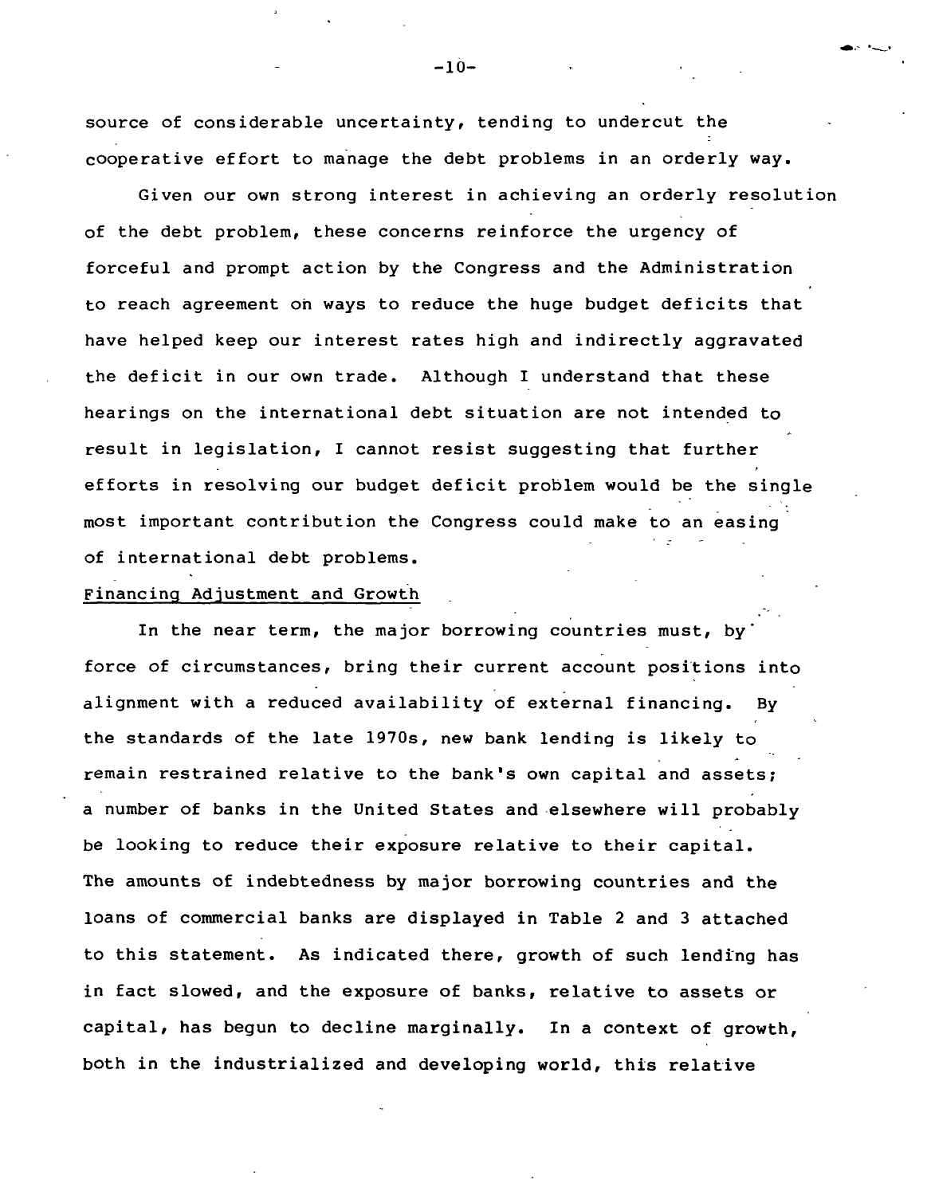source of considerable uncertainty, tending to undercut the cooperative effort to manage the debt problems in an orderly way.

Given our own strong interest in achieving an orderly resolution of the debt problem, these concerns reinforce the urgency of forceful and prompt action by the Congress and the Administration to reach agreement on ways to reduce the huge budget deficits that have helped keep our interest rates high and indirectly aggravated the deficit in our own trade. Although I understand that these hearings on the international debt situation are not intended to result in legislation, I cannot resist suggesting that further efforts in resolving our budget deficit problem would be the single most important contribution the Congress could make to an easing of international debt problems.

Financing Adjustment and Growth

In the near term, the major borrowing countries must, by force of circumstances, bring their current account positions into alignment with a reduced availability of external financing. By the standards of the late 1970s, new bank lending is likely to remain restrained relative to the bank's own capital and assets; a number of banks in the United States and elsewhere will probably be looking to reduce their exposure relative to their capital. The amounts of indebtedness by major borrowing countries and the loans of commercial banks are displayed in Table 2 and 3 attached to this statement. As indicated there, growth of such lending has in fact slowed, and the exposure of banks, relative to assets or capital, has begun to decline marginally. In a context of growth, both in the industrialized and developing world, this relative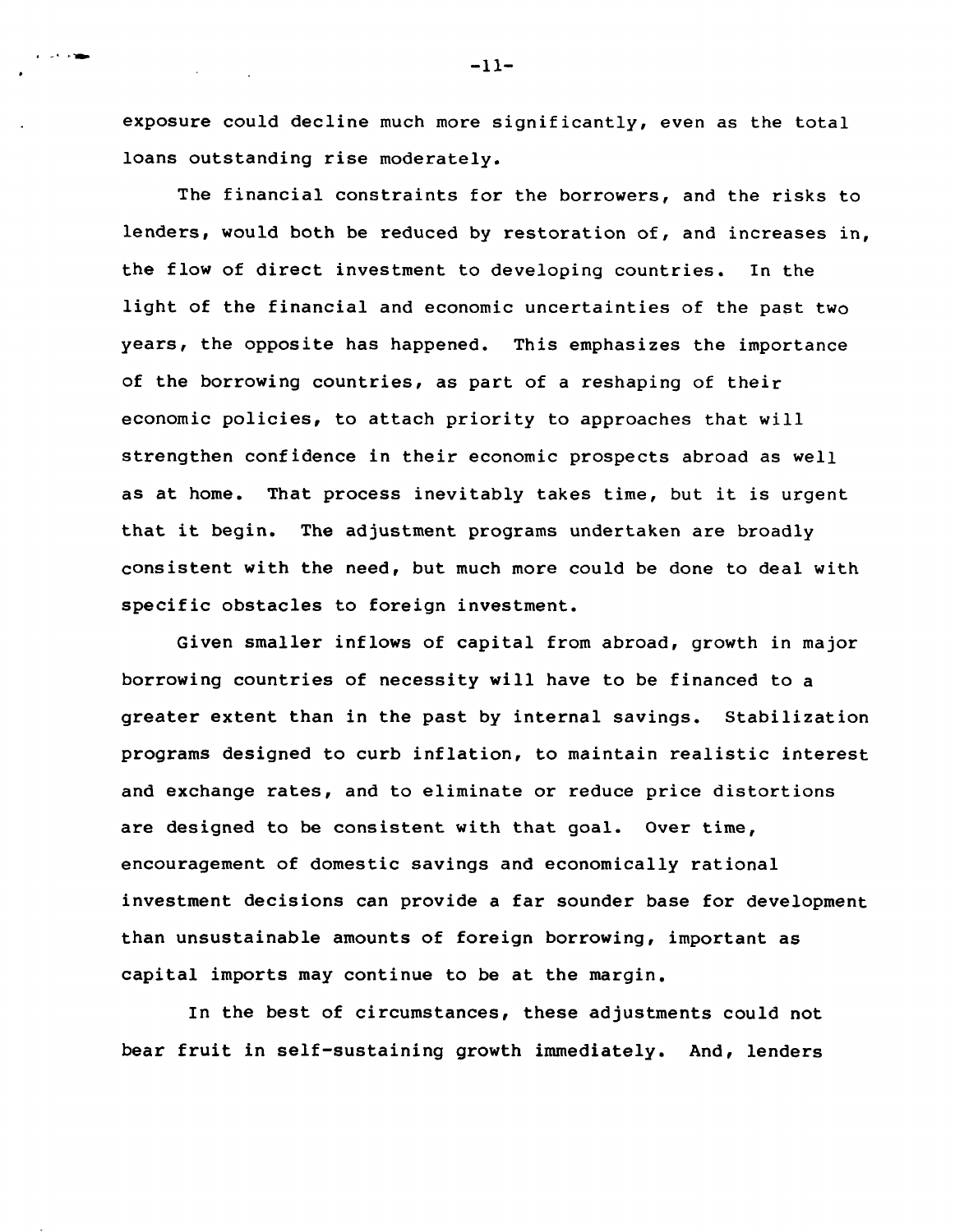exposure could decline much more significantly, even as the total loans outstanding rise moderately.

The financial constraints for the borrowers, and the risks to lenders, would both be reduced by restoration of, and increases in, the flow of direct investment to developing countries. In the light of the financial and economic uncertainties of the past two years, the opposite has happened. This emphasizes the importance of the borrowing countries, as part of a reshaping of their economic policies, to attach priority to approaches that will strengthen confidence in their economic prospects abroad as well as at home. That process inevitably takes time, but it is urgent that it begin. The adjustment programs undertaken are broadly consistent with the need, but much more could be done to deal with specific obstacles to foreign investment.

Given smaller inflows of capital from abroad, growth in major borrowing countries of necessity will have to be financed to a greater extent than in the past by internal savings. Stabilization programs designed to curb inflation, to maintain realistic interest and exchange rates, and to eliminate or reduce price distortions are designed to be consistent with that goal. Over time, encouragement of domestic savings and economically rational investment decisions can provide a far sounder base for development than unsustainable amounts of foreign borrowing, important as capital imports may continue to be at the margin.

In the best of circumstances, these adjustments could not bear fruit in self-sustaining growth immediately. And, lenders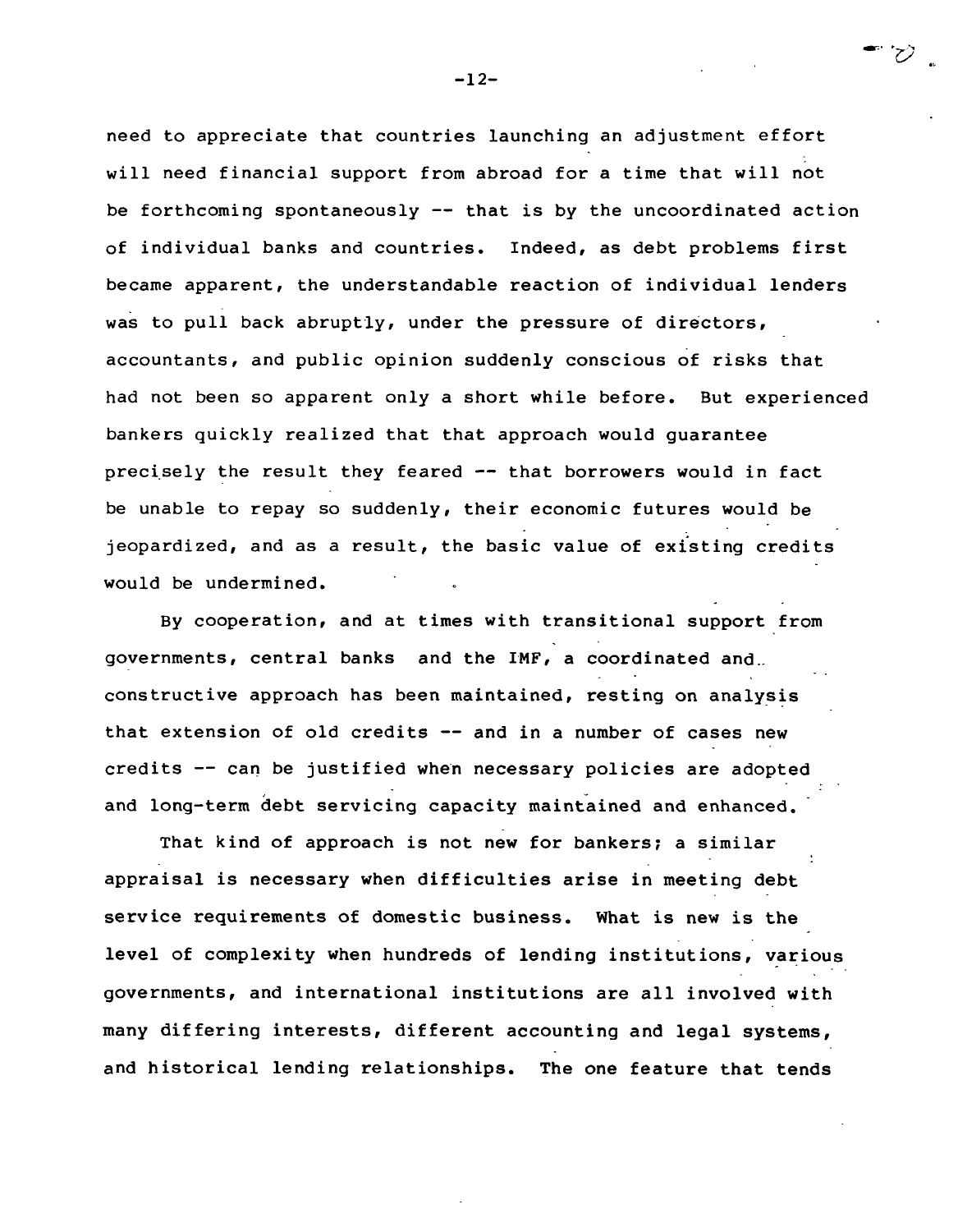need to appreciate that countries launching an adjustment effort will need financial support from abroad for a time that will not be forthcoming spontaneously -- that is by the uncoordinated action of individual banks and countries. Indeed, as debt problems first became apparent, the understandable reaction of individual lenders was to pull back abruptly, under the pressure of directors, accountants, and public opinion suddenly conscious of risks that had not been so apparent only a short while before. But experienced bankers quickly realized that that approach would guarantee precisely the result they feared -- that borrowers would in fact be unable to repay so suddenly, their economic futures would be jeopardized, and as a result, the basic value of existing credits would be undermined.

By cooperation, and at times with transitional support from governments, central banks and the IMF, a coordinated and constructive approach has been maintained, resting on analysis that extension of old credits -- and in a number of cases new credits -- can be justified when necessary policies are adopted and long-term debt servicing capacity maintained and enhanced.

That kind of approach is not new for bankers; a similar appraisal is necessary when difficulties arise in meeting debt service requirements of domestic business. What is new is the level of complexity when hundreds of lending institutions, various governments, and international institutions are all involved with many differing interests, different accounting and legal systems, and historical lending relationships. The one feature that tends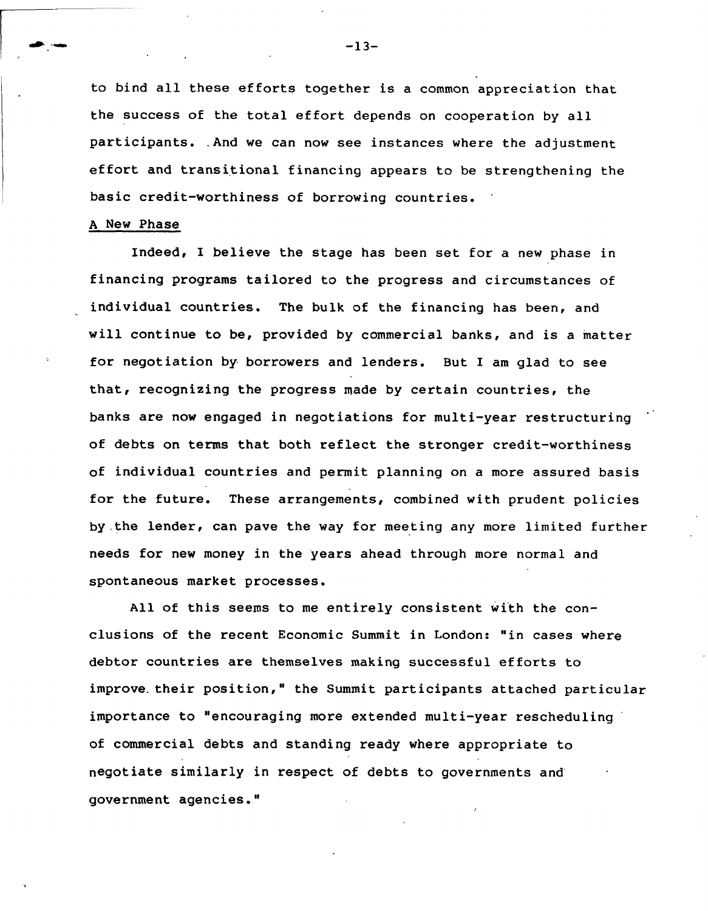to bind all these efforts together is a common appreciation that the success of the total effort depends on cooperation by all participants. And we can now see instances where the adjustment effort and transitional financing appears to be strengthening the basic credit-worthiness of borrowing countries.

## A New Phase

Indeed, I believe the stage has been set for a new phase in financing programs tailored to the progress and circumstances of individual countries. The bulk of the financing has been, and will continue to be, provided by commercial banks, and is a matter for negotiation by borrowers and lenders. But I am glad to see that, recognizing the progress made by certain countries, the banks are now engaged in negotiations for multi-year restructuring of debts on terms that both reflect the stronger credit-worthiness of individual countries and permit planning on a more assured basis for the future. These arrangements, combined with prudent policies by the lender, can pave the way for meeting any more limited further needs for new money in the years ahead through more normal and spontaneous market processes.

All of this seems to me entirely consistent with the conclusions of the recent Economic Summit in London: "in cases where debtor countries are themselves making successful efforts to improve their position," the Summit participants attached particular importance to "encouraging more extended multi-year rescheduling of commercial debts and standing ready where appropriate to negotiate similarly in respect of debts to governments and government agencies."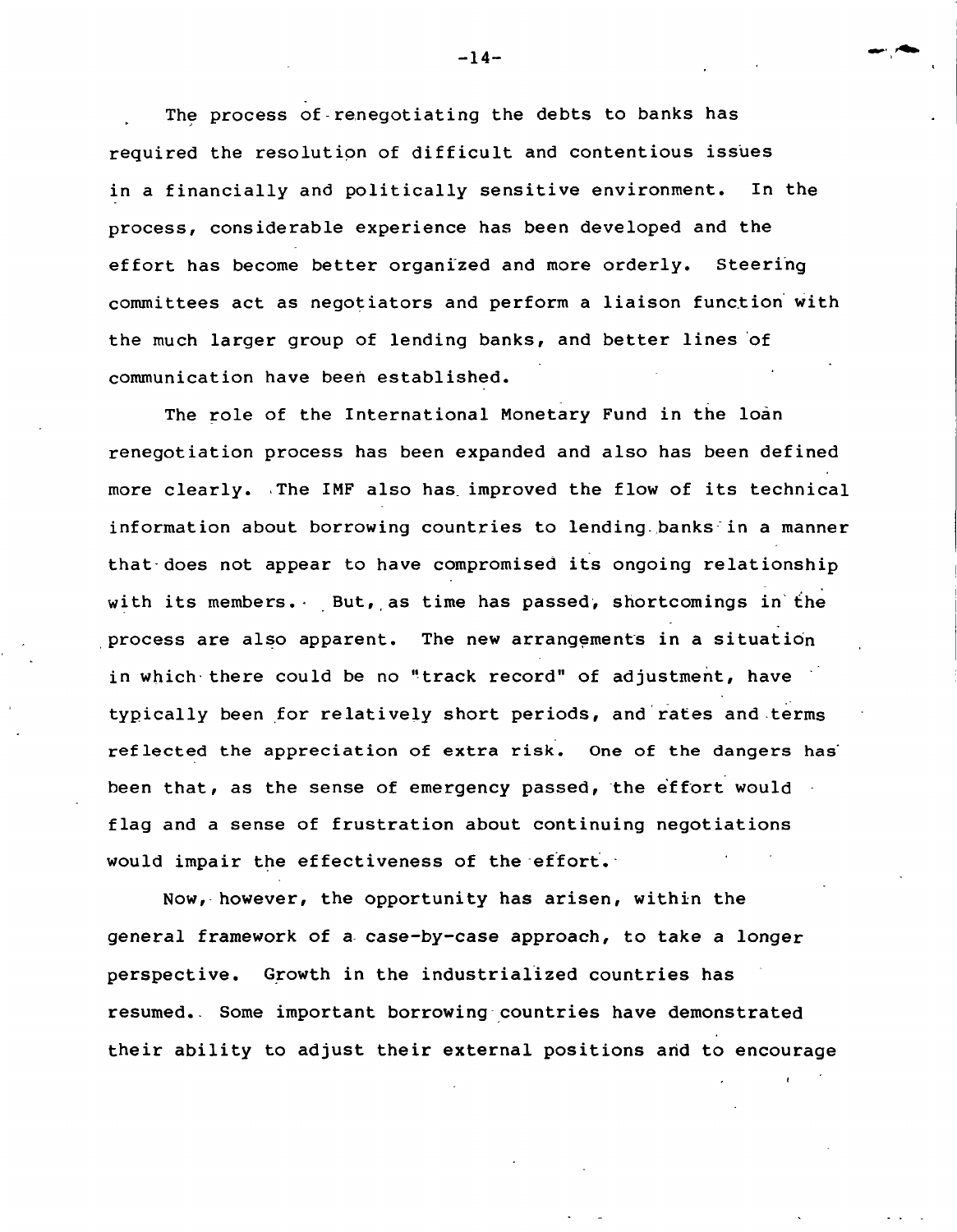The process of renegotiating the debts to banks has required the resolution of difficult and contentious issues in a financially and politically sensitive environment. In the process, considerable experience has been developed and the effort has become better organized and more orderly. Steering committees act as negotiators and perform a liaison function with the much larger group of lending banks, and better lines of communication have been established.

The role of the International Monetary Fund in the loan renegotiation process has been expanded and also has been defined more clearly. The IMF also has improved the flow of its technical information about borrowing countries to lending banks in a manner that does not appear to have compromised its ongoing relationship with its members. But, as time has passed, shortcomings in the process are also apparent. The new arrangements in a situation in which there could be no "track record" of adjustment, have typically been for relatively short periods, and rates and terms reflected the appreciation of extra risk. One of the dangers has been that, as the sense of emergency passed, the effort would flag and a sense of frustration about continuing negotiations would impair the effectiveness of the effort.

Now, however, the opportunity has arisen, within the general framework of a case-by-case approach, to take a longer perspective. Growth in the industrialized countries has resumed. Some important borrowing countries have demonstrated their ability to adjust their external positions and to encourage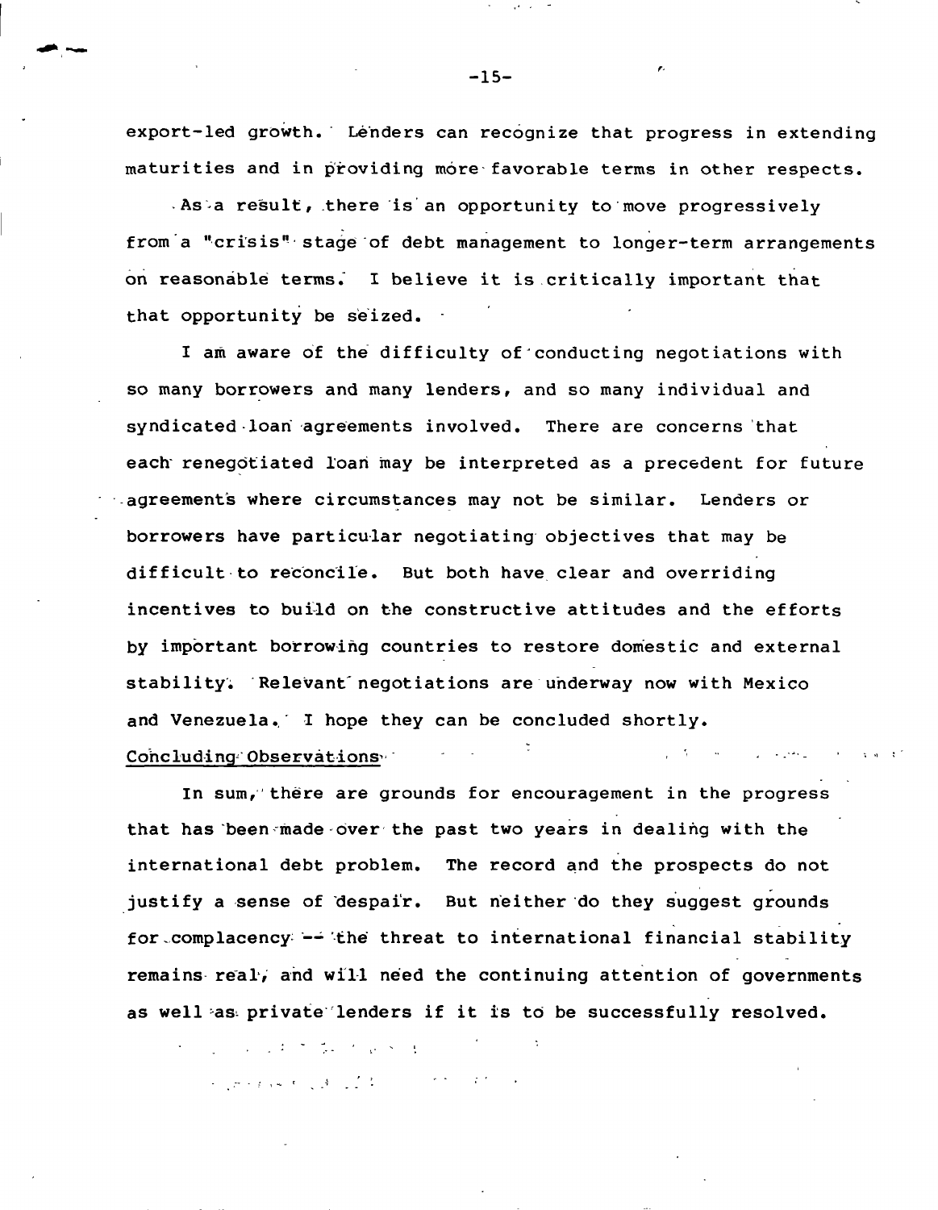export-led growth. Lenders can recognize that progress in extending maturities and in providing more favorable terms in other respects.

As a result, there is an opportunity to move progressively from a "crisis" stage of debt management to longer-term arrangements on reasonable terms. I believe it is critically important that that opportunity be seized.

I am aware of the difficulty of conducting negotiations with so many borrowers and many lenders, and so many individual and syndicated loan agreements involved. There are concerns that each renegotiated loan may be interpreted as a precedent for future agreements where circumstances may not be similar. Lenders or borrowers have particular negotiating objectives that may be difficult to reconcile. But both have clear and overriding incentives to build on the constructive attitudes and the efforts by important borrowing countries to restore domestic and external stability. Relevant negotiations are underway now with Mexico and Venezuela. I hope they can be concluded shortly.

Concluding Observations

In sum, there are grounds for encouragement in the progress that has been made over the past two years in dealing with the international debt problem. The record and the prospects do not justify a sense of despair. But neither do they suggest grounds for complacency -- the threat to international financial stability remains real, and will need the continuing attention of governments as well as private lenders if it is to be successfully resolved.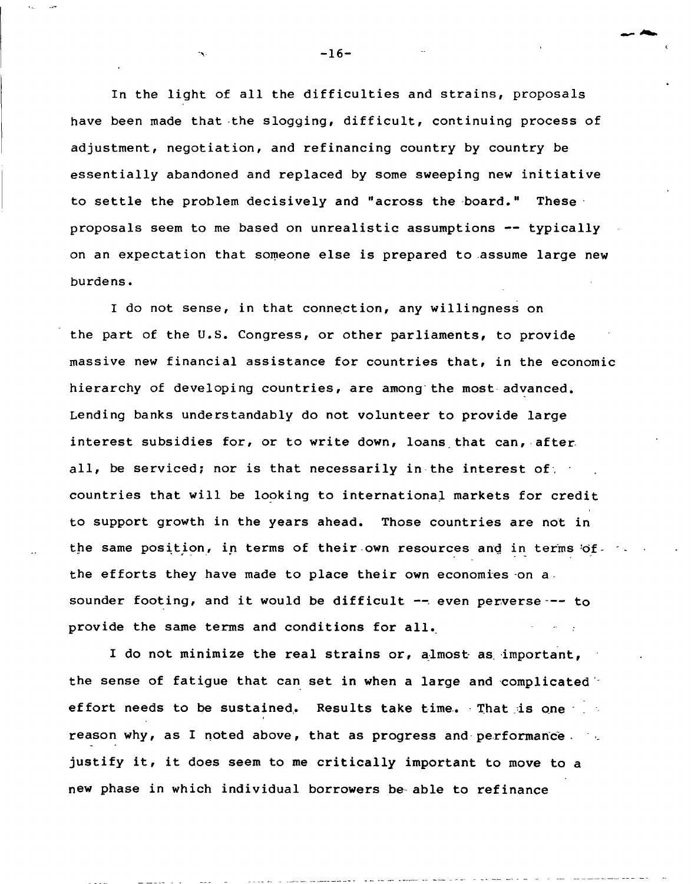In the light of all the difficulties and strains, proposals have been made that the slogging, difficult, continuing process of adjustment, negotiation, and refinancing country by country be essentially abandoned and replaced by some sweeping new initiative to settle the problem decisively and "across the board." These proposals seem to me based on unrealistic assumptions -- typically on an expectation that someone else is prepared to assume large new burdens.

I do not sense, in that connection, any willingness on the part of the U.S. Congress, or other parliaments, to provide massive new financial assistance for countries that, in the economic hierarchy of developing countries, are among the most advanced. Lending banks understandably do not volunteer to provide large interest subsidies for, or to write down, loans that can, after all, be serviced; nor is that necessarily in the interest of countries that will be looking to international markets for credit to support growth in the years ahead. Those countries are not in the same position, in terms of their own resources and in terms of the efforts they have made to place their own economies on a sounder footing, and it would be difficult -- even perverse -- to provide the same terms and conditions for all.

I do not minimize the real strains or, almost as important, the sense of fatigue that can set in when a large and complicated effort needs to be sustained. Results take time. That is one reason why, as I noted above, that as progress and performance justify it, it does seem to me critically important to move to a new phase in which individual borrowers be able to refinance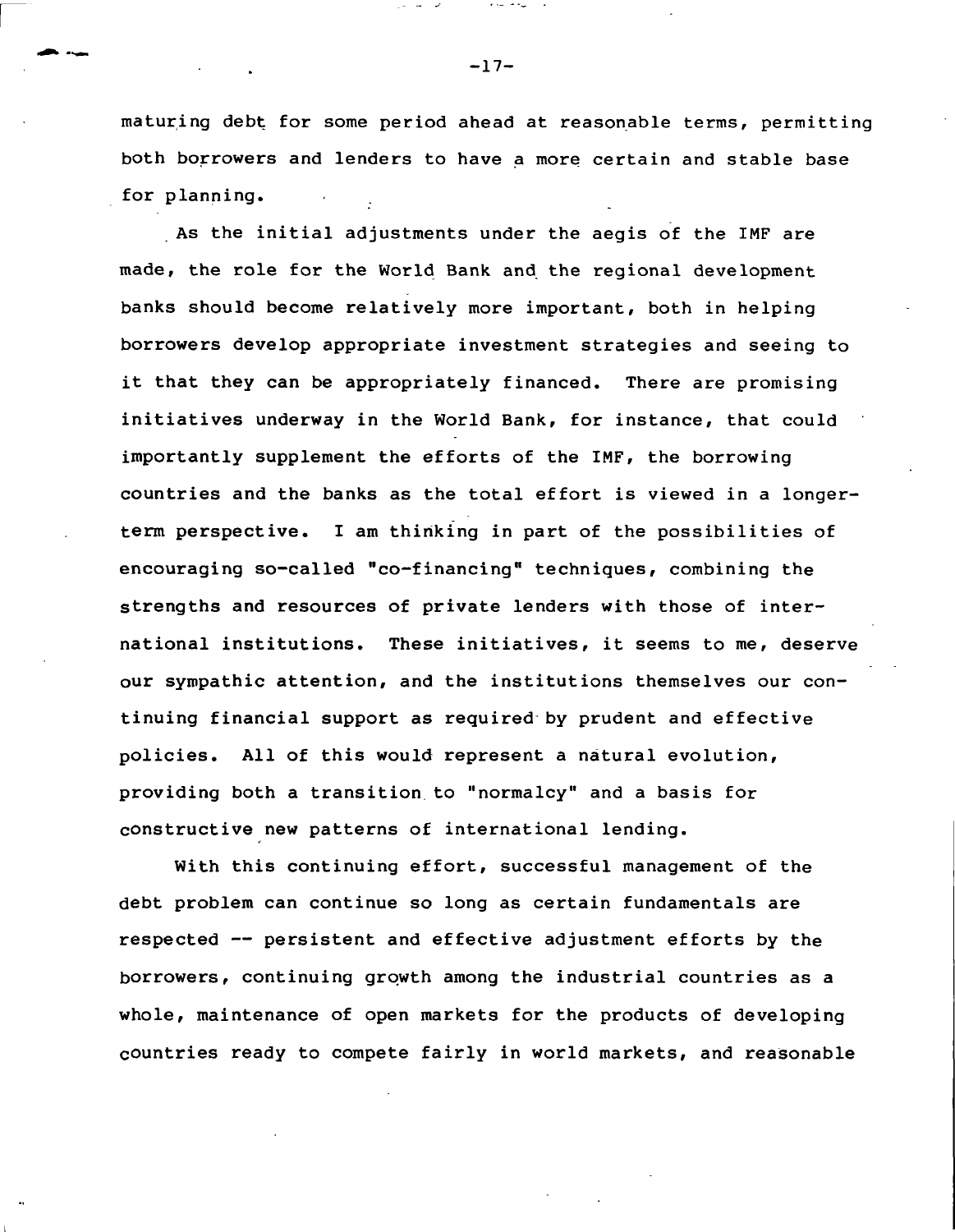maturing debt for some period ahead at reasonable terms, permitting both borrowers and lenders to have a more certain and stable base for planning.

As the initial adjustments under the aegis of the IMF are made, the role for the World Bank and the regional development banks should become relatively more important, both in helping borrowers develop appropriate investment strategies and seeing to it that they can be appropriately financed. There are promising initiatives underway in the World Bank, for instance, that could importantly supplement the efforts of the IMF, the borrowing countries and the banks as the total effort is viewed in a longer-term perspective. I am thinking in part of the possibilities of encouraging so-called "co-financing" techniques, combining the strengths and resources of private lenders with those of international institutions. These initiatives, it seems to me, deserve our sympathic attention, and the institutions themselves our continuing financial support as required by prudent and effective policies. All of this would represent a natural evolution, providing both a transition to "normalcy" and a basis for constructive new patterns of international lending.

With this continuing effort, successful management of the debt problem can continue so long as certain fundamentals are respected -- persistent and effective adjustment efforts by the borrowers, continuing growth among the industrial countries as a whole, maintenance of open markets for the products of developing countries ready to compete fairly in world markets, and reasonable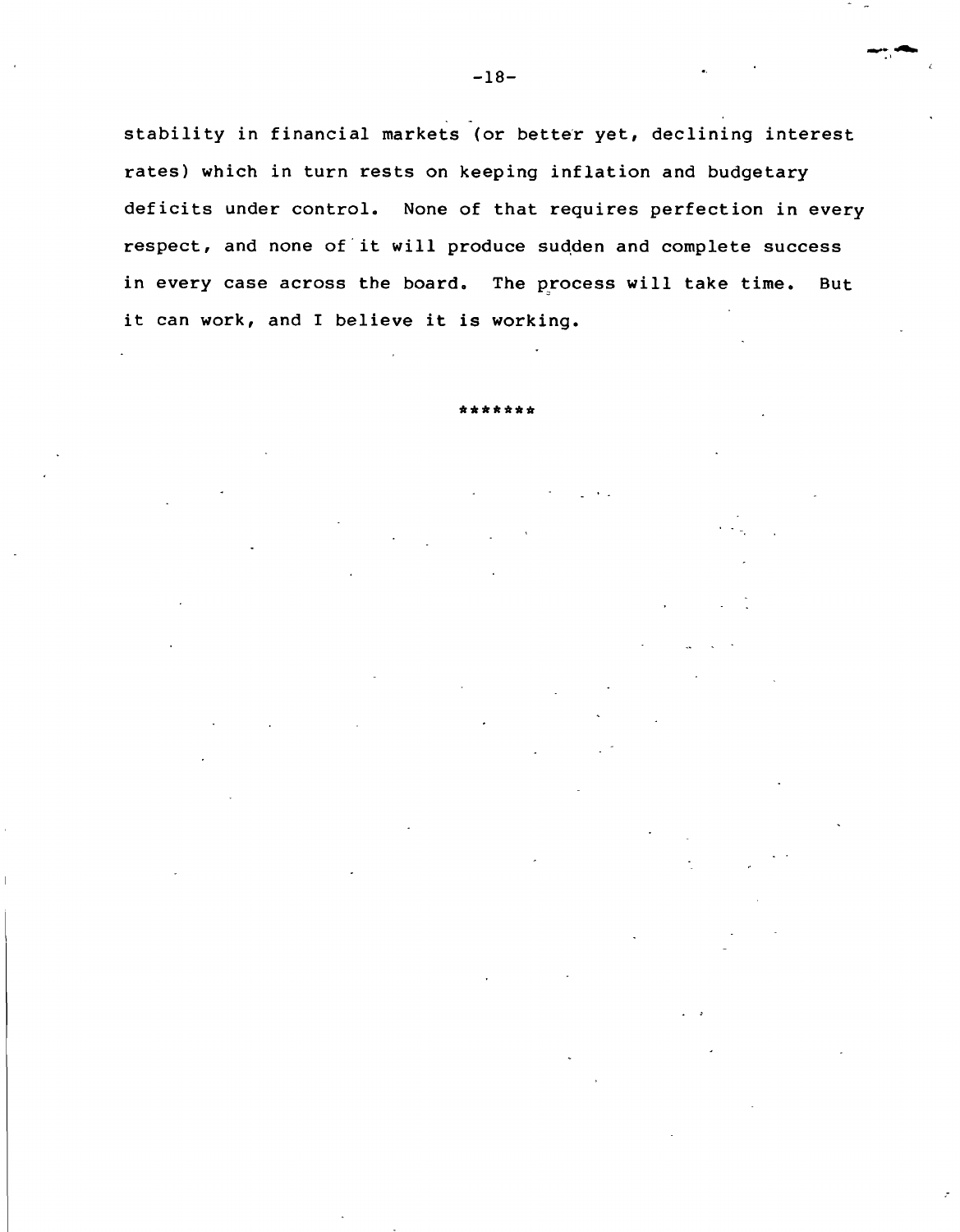stability in financial markets (or better yet, declining interest rates) which in turn rests on keeping inflation and budgetary deficits under control. None of that requires perfection in every respect, and none of it will produce sudden and complete success in every case across the board. The process will take time. But it can work, and I believe it is working.

*******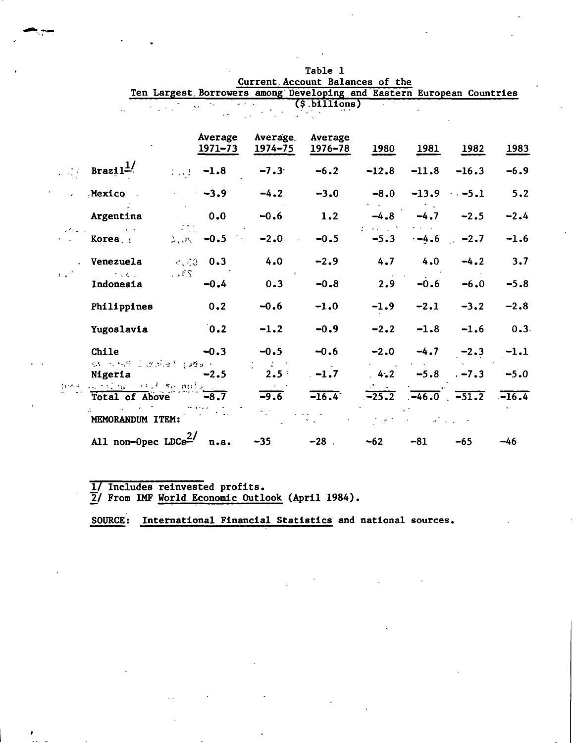Table 1
Current Account Balances of the
Ten Largest Borrowers among Developing and Eastern European Countries
($ billions)

| | Average 1971–73 | Average 1974–75 | Average 1976–78 | 1980 | 1981 | 1982 | 1983 |
|---|---|---|---|---|---|---|---|
| Brazil[1/] | -1.8 | -7.3 | -6.2 | -12.8 | -11.8 | -16.3 | -6.9 |
| Mexico | -3.9 | -4.2 | -3.0 | -8.0 | -13.9 | -5.1 | 5.2 |
| Argentina | 0.0 | -0.6 | 1.2 | -4.8 | -4.7 | -2.5 | -2.4 |
| Korea | -0.5 | -2.0 | -0.5 | -5.3 | -4.6 | -2.7 | -1.6 |
| Venezuela | 0.3 | 4.0 | -2.9 | 4.7 | 4.0 | -4.2 | 3.7 |
| Indonesia | -0.4 | 0.3 | -0.8 | 2.9 | -0.6 | -6.0 | -5.8 |
| Philippines | 0.2 | -0.6 | -1.0 | -1.9 | -2.1 | -3.2 | -2.8 |
| Yugoslavia | 0.2 | -1.2 | -0.9 | -2.2 | -1.8 | -1.6 | 0.3 |
| Chile | -0.3 | -0.5 | -0.6 | -2.0 | -4.7 | -2.3 | -1.1 |
| Nigeria | -2.5 | 2.5 | -1.7 | 4.2 | -5.8 | -7.3 | -5.0 |
| Total of Above | -8.7 | -9.6 | -16.4 | -25.2 | -46.0 | -51.2 | -16.4 |
| MEMORANDUM ITEM: | | | | | | | |
| All non-Opec LDCs[2/] | n.a. | -35 | -28 | -62 | -81 | -65 | -46 |

1/ Includes reinvested profits.
2/ From IMF World Economic Outlook (April 1984).

SOURCE: International Financial Statistics and national sources.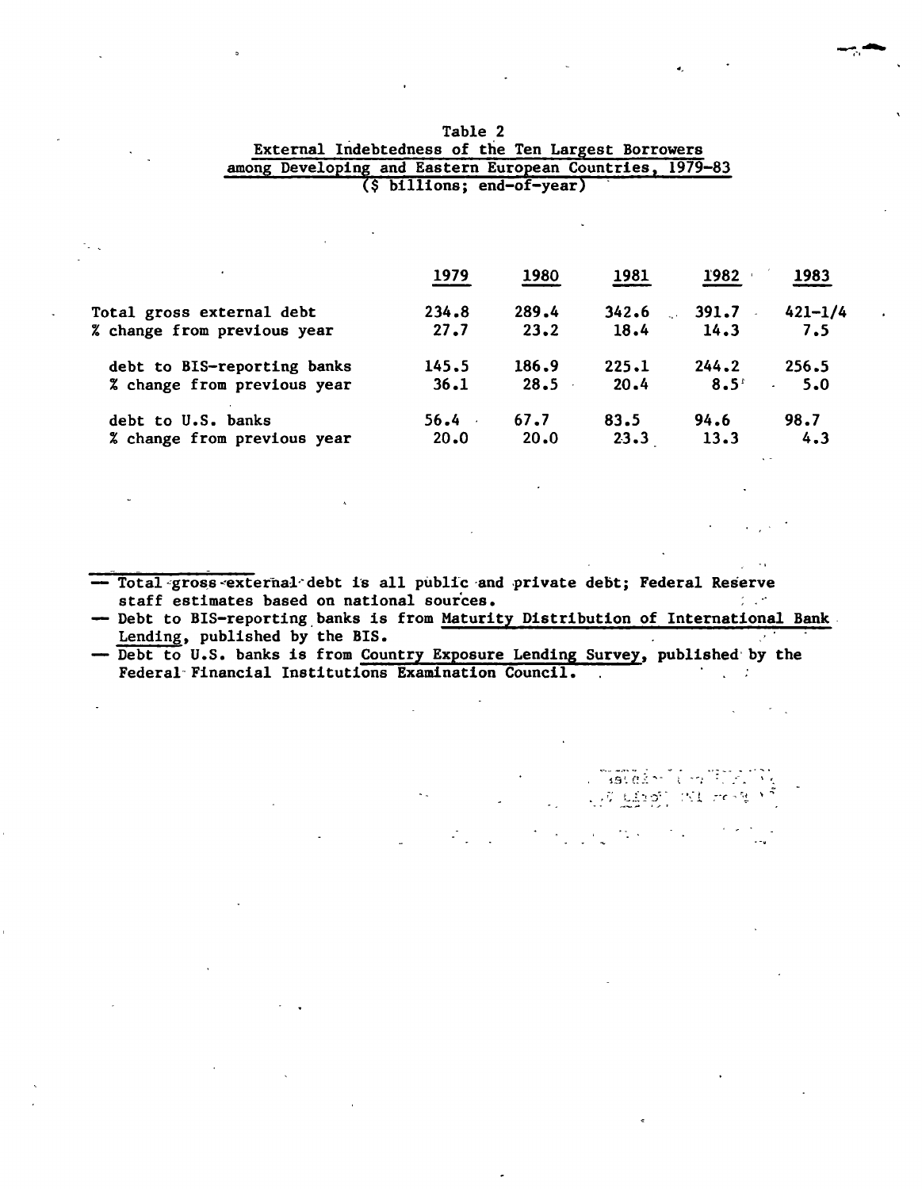## Table 2

**External Indebtedness of the Ten Largest Borrowers among Developing and Eastern European Countries, 1979-83**

($ billions; end-of-year)

| | 1979 | 1980 | 1981 | 1982 | 1983 |
|---|---|---|---|---|---|
| Total gross external debt | 234.8 | 289.4 | 342.6 | 391.7 | 421-1/4 |
| % change from previous year | 27.7 | 23.2 | 18.4 | 14.3 | 7.5 |
| debt to BIS-reporting banks | 145.5 | 186.9 | 225.1 | 244.2 | 256.5 |
| % change from previous year | 36.1 | 28.5 | 20.4 | 8.5 | 5.0 |
| debt to U.S. banks | 56.4 | 67.7 | 83.5 | 94.6 | 98.7 |
| % change from previous year | 20.0 | 20.0 | 23.3 | 13.3 | 4.3 |

— Total gross external debt is all public and private debt; Federal Reserve staff estimates based on national sources.

— Debt to BIS-reporting banks is from Maturity Distribution of International Bank Lending, published by the BIS.

— Debt to U.S. banks is from Country Exposure Lending Survey, published by the Federal Financial Institutions Examination Council.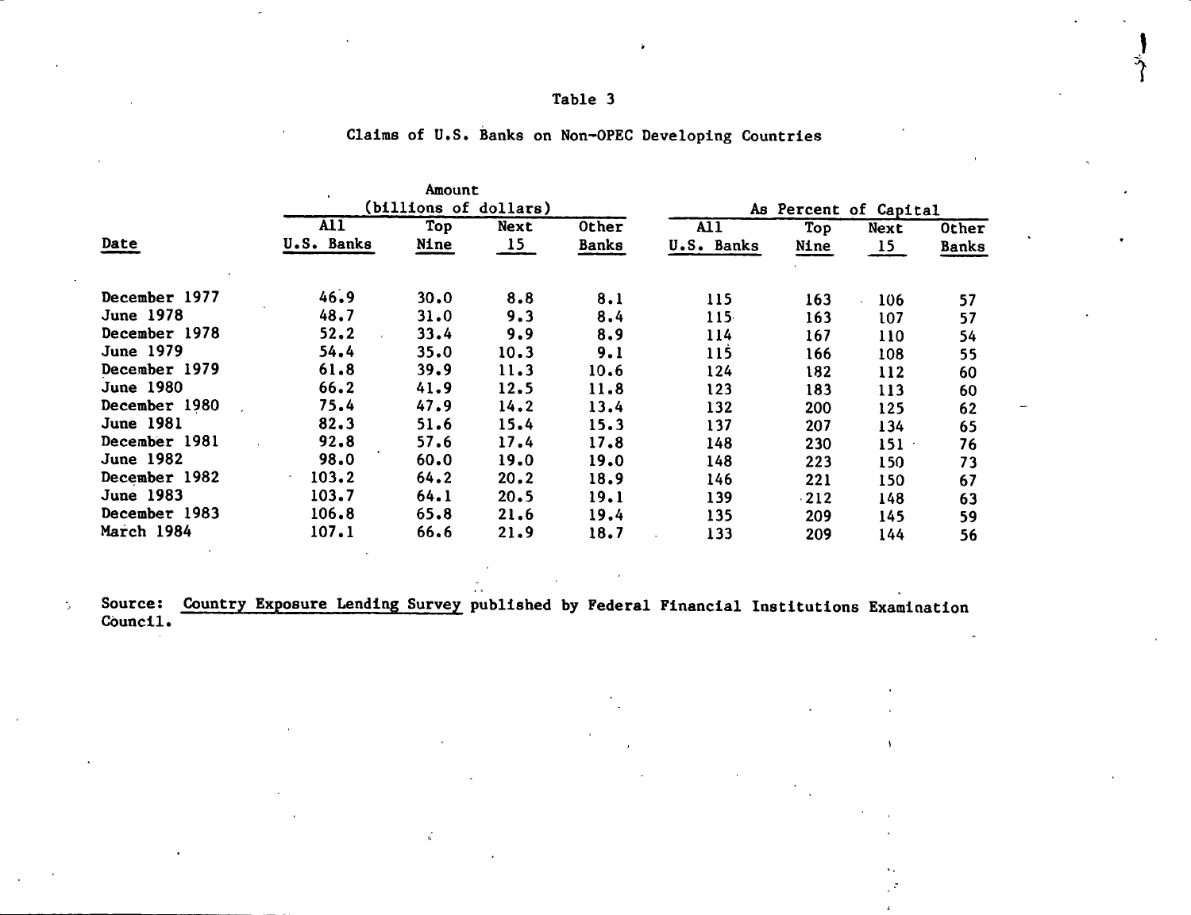Table 3

Claims of U.S. Banks on Non-OPEC Developing Countries

| Date | Amount (billions of dollars) | | | | As Percent of Capital | | | |
|---|---|---|---|---|---|---|---|---|
| | All U.S. Banks | Top Nine | Next 15 | Other Banks | All U.S. Banks | Top Nine | Next 15 | Other Banks |
| December 1977 | 46.9 | 30.0 | 8.8 | 8.1 | 115 | 163 | 106 | 57 |
| June 1978 | 48.7 | 31.0 | 9.3 | 8.4 | 115 | 163 | 107 | 57 |
| December 1978 | 52.2 | 33.4 | 9.9 | 8.9 | 114 | 167 | 110 | 54 |
| June 1979 | 54.4 | 35.0 | 10.3 | 9.1 | 115 | 166 | 108 | 55 |
| December 1979 | 61.8 | 39.9 | 11.3 | 10.6 | 124 | 182 | 112 | 60 |
| June 1980 | 66.2 | 41.9 | 12.5 | 11.8 | 123 | 183 | 113 | 60 |
| December 1980 | 75.4 | 47.9 | 14.2 | 13.4 | 132 | 200 | 125 | 62 |
| June 1981 | 82.3 | 51.6 | 15.4 | 15.3 | 137 | 207 | 134 | 65 |
| December 1981 | 92.8 | 57.6 | 17.4 | 17.8 | 148 | 230 | 151 | 76 |
| June 1982 | 98.0 | 60.0 | 19.0 | 19.0 | 148 | 223 | 150 | 73 |
| December 1982 | 103.2 | 64.2 | 20.2 | 18.9 | 146 | 221 | 150 | 67 |
| June 1983 | 103.7 | 64.1 | 20.5 | 19.1 | 139 | 212 | 148 | 63 |
| December 1983 | 106.8 | 65.8 | 21.6 | 19.4 | 135 | 209 | 145 | 59 |
| March 1984 | 107.1 | 66.6 | 21.9 | 18.7 | 133 | 209 | 144 | 56 |

Source: Country Exposure Lending Survey published by Federal Financial Institutions Examination Council.